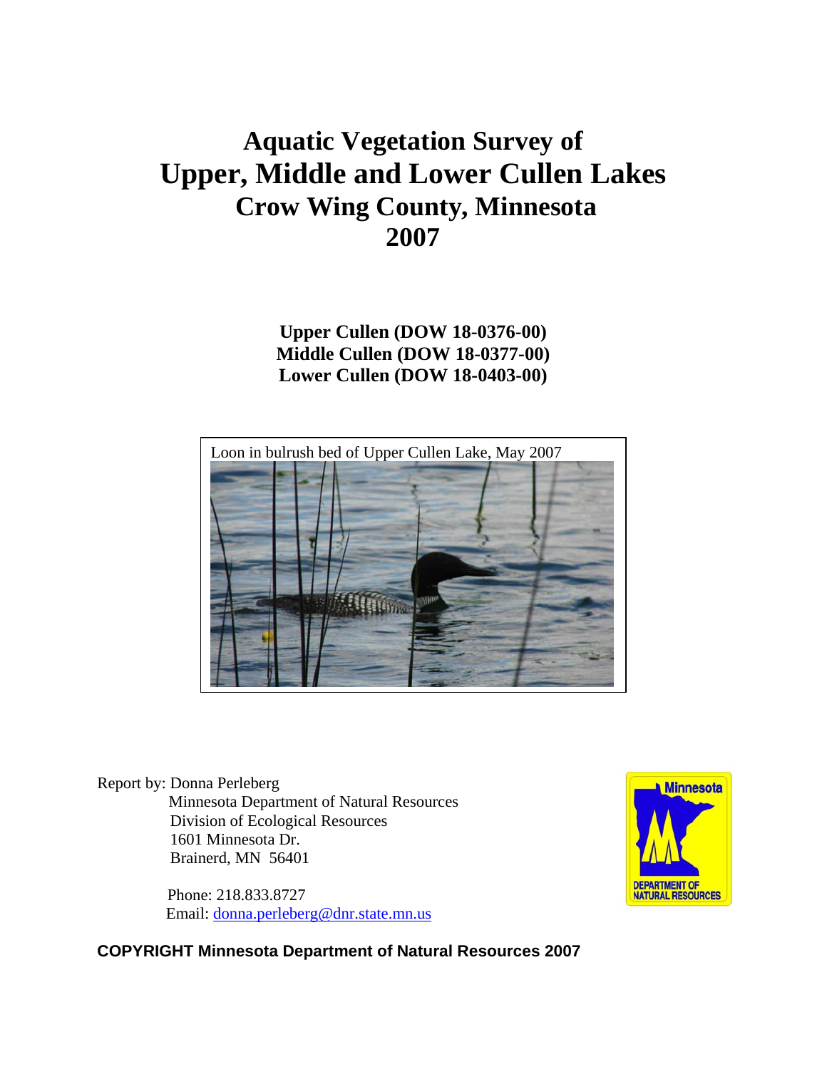# Aquatic Vegetation Survey of Upper, Middle and Lower Cullen Lakes

## Crow Wing County, Minnesota

## 2007

**Upper Cullen (DOW 18-0376-00)**
**Middle Cullen (DOW 18-0377-00)**
**Lower Cullen (DOW 18-0403-00)**

Loon in bulrush bed of Upper Cullen Lake, May 2007

Report by: Donna Perleberg
Minnesota Department of Natural Resources
Division of Ecological Resources
1601 Minnesota Dr.
Brainerd, MN 56401

Phone: 218.833.8727
Email: donna.perleberg@dnr.state.mn.us

**COPYRIGHT Minnesota Department of Natural Resources 2007**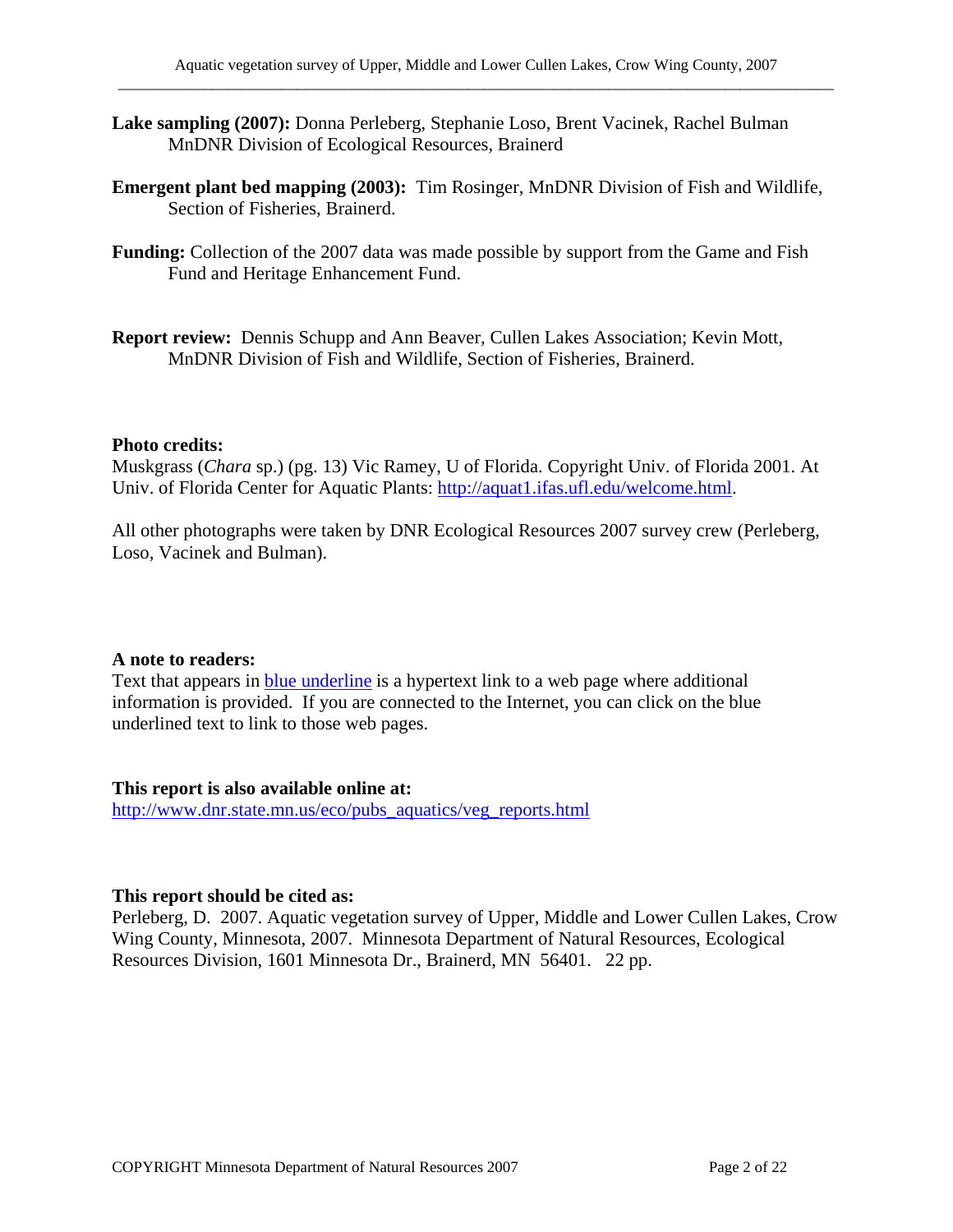**Lake sampling (2007):** Donna Perleberg, Stephanie Loso, Brent Vacinek, Rachel Bulman MnDNR Division of Ecological Resources, Brainerd

**Emergent plant bed mapping (2003):** Tim Rosinger, MnDNR Division of Fish and Wildlife, Section of Fisheries, Brainerd.

**Funding:** Collection of the 2007 data was made possible by support from the Game and Fish Fund and Heritage Enhancement Fund.

**Report review:** Dennis Schupp and Ann Beaver, Cullen Lakes Association; Kevin Mott, MnDNR Division of Fish and Wildlife, Section of Fisheries, Brainerd.

**Photo credits:**

Muskgrass (*Chara* sp.) (pg. 13) Vic Ramey, U of Florida. Copyright Univ. of Florida 2001. At Univ. of Florida Center for Aquatic Plants: http://aquat1.ifas.ufl.edu/welcome.html.

All other photographs were taken by DNR Ecological Resources 2007 survey crew (Perleberg, Loso, Vacinek and Bulman).

**A note to readers:**

Text that appears in blue underline is a hypertext link to a web page where additional information is provided. If you are connected to the Internet, you can click on the blue underlined text to link to those web pages.

**This report is also available online at:**

http://www.dnr.state.mn.us/eco/pubs_aquatics/veg_reports.html

**This report should be cited as:**

Perleberg, D. 2007. Aquatic vegetation survey of Upper, Middle and Lower Cullen Lakes, Crow Wing County, Minnesota, 2007. Minnesota Department of Natural Resources, Ecological Resources Division, 1601 Minnesota Dr., Brainerd, MN 56401. 22 pp.

COPYRIGHT Minnesota Department of Natural Resources 2007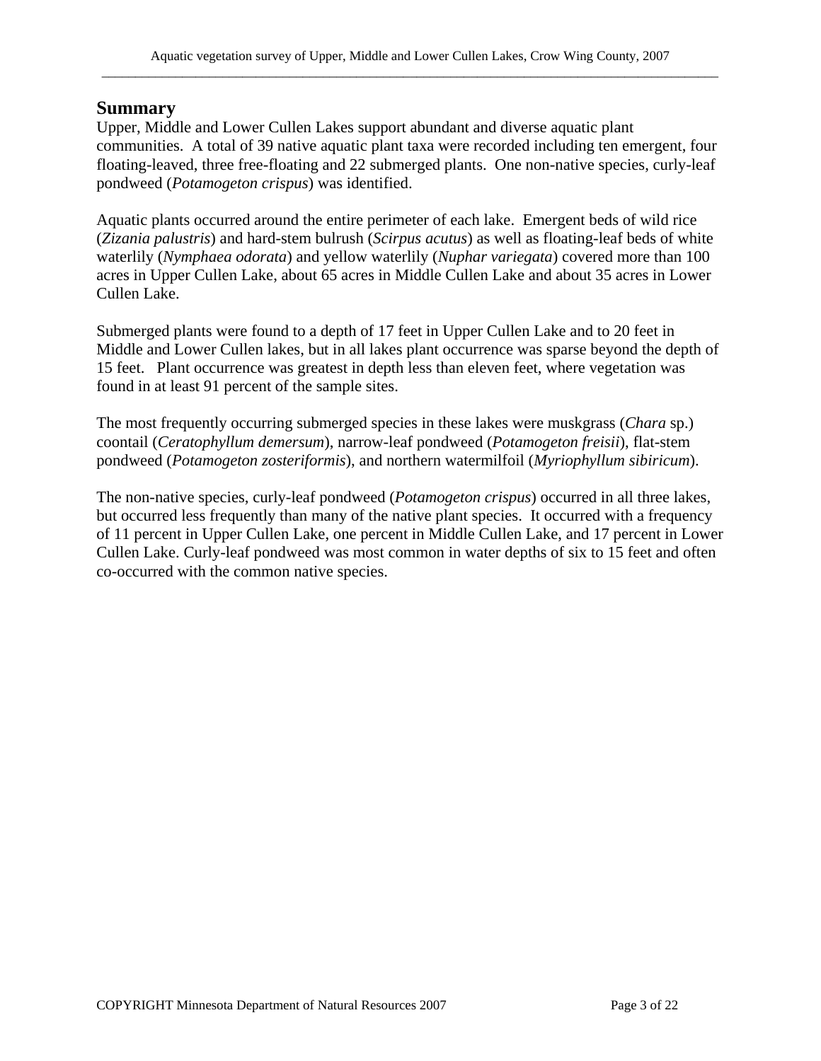## Summary

Upper, Middle and Lower Cullen Lakes support abundant and diverse aquatic plant communities. A total of 39 native aquatic plant taxa were recorded including ten emergent, four floating-leaved, three free-floating and 22 submerged plants. One non-native species, curly-leaf pondweed (*Potamogeton crispus*) was identified.

Aquatic plants occurred around the entire perimeter of each lake. Emergent beds of wild rice (*Zizania palustris*) and hard-stem bulrush (*Scirpus acutus*) as well as floating-leaf beds of white waterlily (*Nymphaea odorata*) and yellow waterlily (*Nuphar variegata*) covered more than 100 acres in Upper Cullen Lake, about 65 acres in Middle Cullen Lake and about 35 acres in Lower Cullen Lake.

Submerged plants were found to a depth of 17 feet in Upper Cullen Lake and to 20 feet in Middle and Lower Cullen lakes, but in all lakes plant occurrence was sparse beyond the depth of 15 feet. Plant occurrence was greatest in depth less than eleven feet, where vegetation was found in at least 91 percent of the sample sites.

The most frequently occurring submerged species in these lakes were muskgrass (*Chara* sp.) coontail (*Ceratophyllum demersum*), narrow-leaf pondweed (*Potamogeton freisii*), flat-stem pondweed (*Potamogeton zosteriformis*), and northern watermilfoil (*Myriophyllum sibiricum*).

The non-native species, curly-leaf pondweed (*Potamogeton crispus*) occurred in all three lakes, but occurred less frequently than many of the native plant species. It occurred with a frequency of 11 percent in Upper Cullen Lake, one percent in Middle Cullen Lake, and 17 percent in Lower Cullen Lake. Curly-leaf pondweed was most common in water depths of six to 15 feet and often co-occurred with the common native species.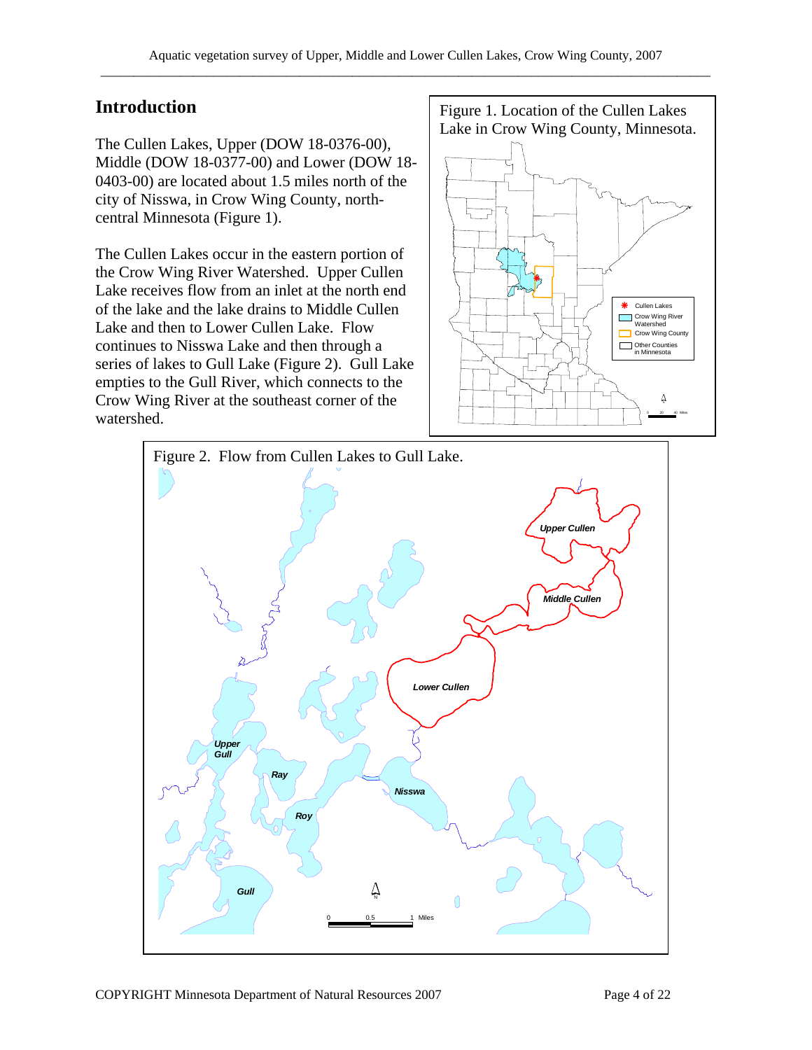## Introduction

The Cullen Lakes, Upper (DOW 18-0376-00), Middle (DOW 18-0377-00) and Lower (DOW 18-0403-00) are located about 1.5 miles north of the city of Nisswa, in Crow Wing County, north-central Minnesota (Figure 1).

The Cullen Lakes occur in the eastern portion of the Crow Wing River Watershed. Upper Cullen Lake receives flow from an inlet at the north end of the lake and the lake drains to Middle Cullen Lake and then to Lower Cullen Lake. Flow continues to Nisswa Lake and then through a series of lakes to Gull Lake (Figure 2). Gull Lake empties to the Gull River, which connects to the Crow Wing River at the southeast corner of the watershed.

Figure 1. Location of the Cullen Lakes Lake in Crow Wing County, Minnesota.

Figure 2. Flow from Cullen Lakes to Gull Lake.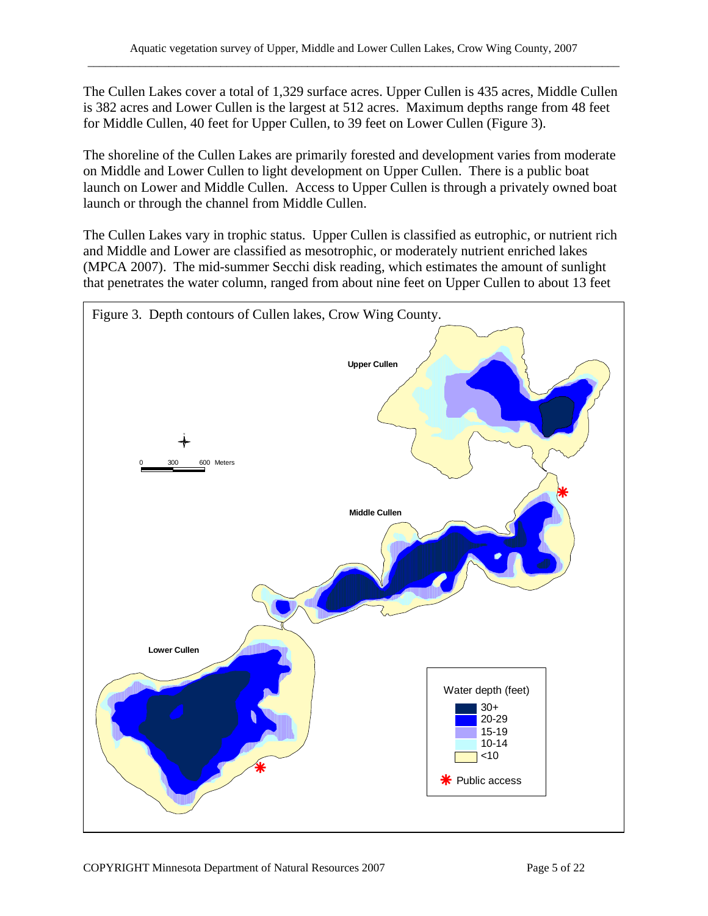The Cullen Lakes cover a total of 1,329 surface acres. Upper Cullen is 435 acres, Middle Cullen is 382 acres and Lower Cullen is the largest at 512 acres. Maximum depths range from 48 feet for Middle Cullen, 40 feet for Upper Cullen, to 39 feet on Lower Cullen (Figure 3).

The shoreline of the Cullen Lakes are primarily forested and development varies from moderate on Middle and Lower Cullen to light development on Upper Cullen. There is a public boat launch on Lower and Middle Cullen. Access to Upper Cullen is through a privately owned boat launch or through the channel from Middle Cullen.

The Cullen Lakes vary in trophic status. Upper Cullen is classified as eutrophic, or nutrient rich and Middle and Lower are classified as mesotrophic, or moderately nutrient enriched lakes (MPCA 2007). The mid-summer Secchi disk reading, which estimates the amount of sunlight that penetrates the water column, ranged from about nine feet on Upper Cullen to about 13 feet

Figure 3. Depth contours of Cullen lakes, Crow Wing County.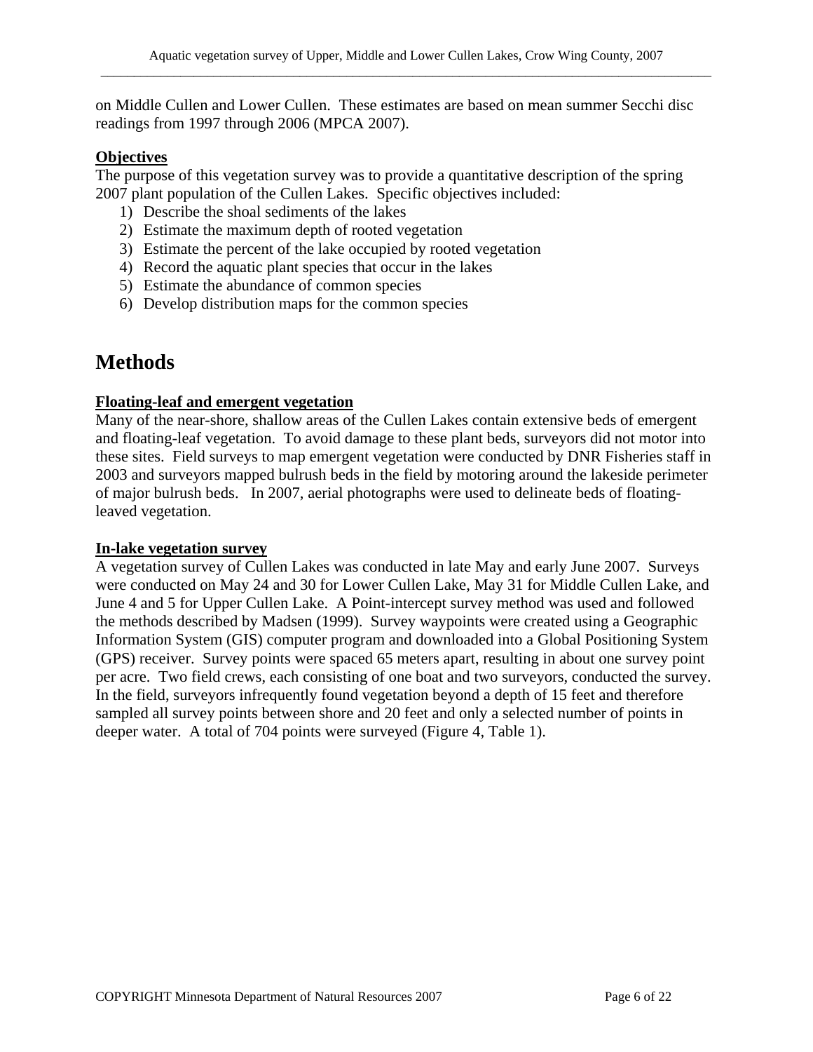on Middle Cullen and Lower Cullen. These estimates are based on mean summer Secchi disc readings from 1997 through 2006 (MPCA 2007).

**Objectives**

The purpose of this vegetation survey was to provide a quantitative description of the spring 2007 plant population of the Cullen Lakes. Specific objectives included:

1) Describe the shoal sediments of the lakes
2) Estimate the maximum depth of rooted vegetation
3) Estimate the percent of the lake occupied by rooted vegetation
4) Record the aquatic plant species that occur in the lakes
5) Estimate the abundance of common species
6) Develop distribution maps for the common species

# Methods

**Floating-leaf and emergent vegetation**

Many of the near-shore, shallow areas of the Cullen Lakes contain extensive beds of emergent and floating-leaf vegetation. To avoid damage to these plant beds, surveyors did not motor into these sites. Field surveys to map emergent vegetation were conducted by DNR Fisheries staff in 2003 and surveyors mapped bulrush beds in the field by motoring around the lakeside perimeter of major bulrush beds. In 2007, aerial photographs were used to delineate beds of floating-leaved vegetation.

**In-lake vegetation survey**

A vegetation survey of Cullen Lakes was conducted in late May and early June 2007. Surveys were conducted on May 24 and 30 for Lower Cullen Lake, May 31 for Middle Cullen Lake, and June 4 and 5 for Upper Cullen Lake. A Point-intercept survey method was used and followed the methods described by Madsen (1999). Survey waypoints were created using a Geographic Information System (GIS) computer program and downloaded into a Global Positioning System (GPS) receiver. Survey points were spaced 65 meters apart, resulting in about one survey point per acre. Two field crews, each consisting of one boat and two surveyors, conducted the survey. In the field, surveyors infrequently found vegetation beyond a depth of 15 feet and therefore sampled all survey points between shore and 20 feet and only a selected number of points in deeper water. A total of 704 points were surveyed (Figure 4, Table 1).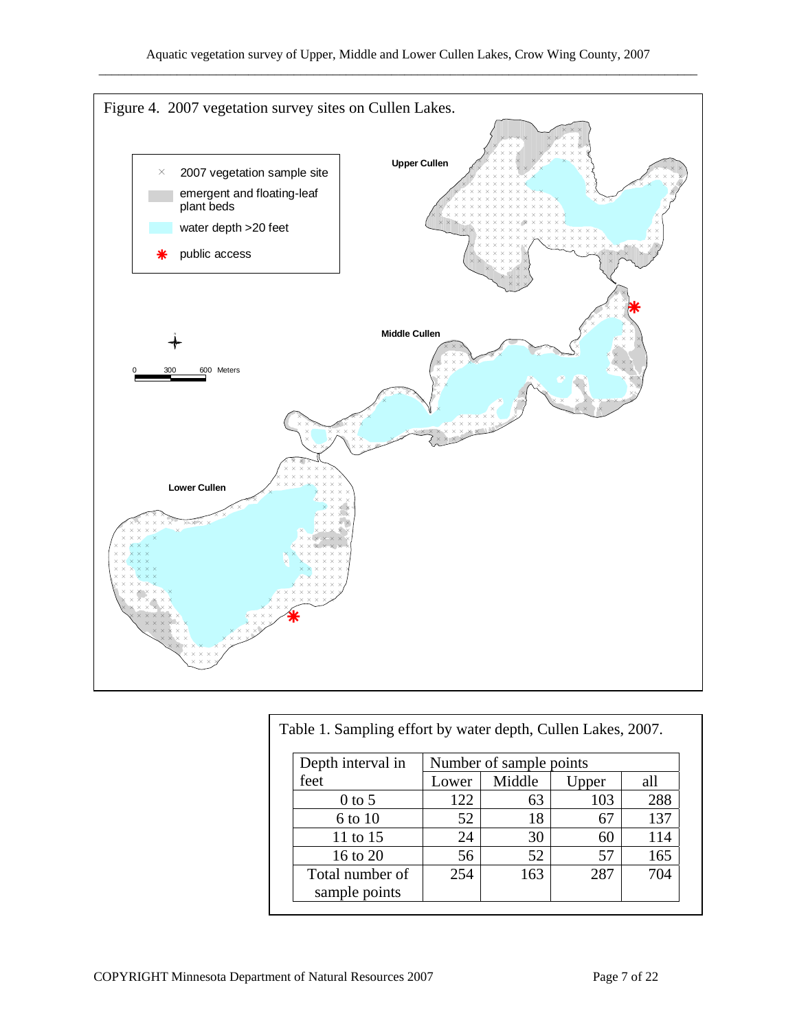Figure 4. 2007 vegetation survey sites on Cullen Lakes.

Table 1. Sampling effort by water depth, Cullen Lakes, 2007.

| Depth interval in feet | Number of sample points | | | |
|---|---|---|---|---|
| | Lower | Middle | Upper | all |
| 0 to 5 | 122 | 63 | 103 | 288 |
| 6 to 10 | 52 | 18 | 67 | 137 |
| 11 to 15 | 24 | 30 | 60 | 114 |
| 16 to 20 | 56 | 52 | 57 | 165 |
| Total number of sample points | 254 | 163 | 287 | 704 |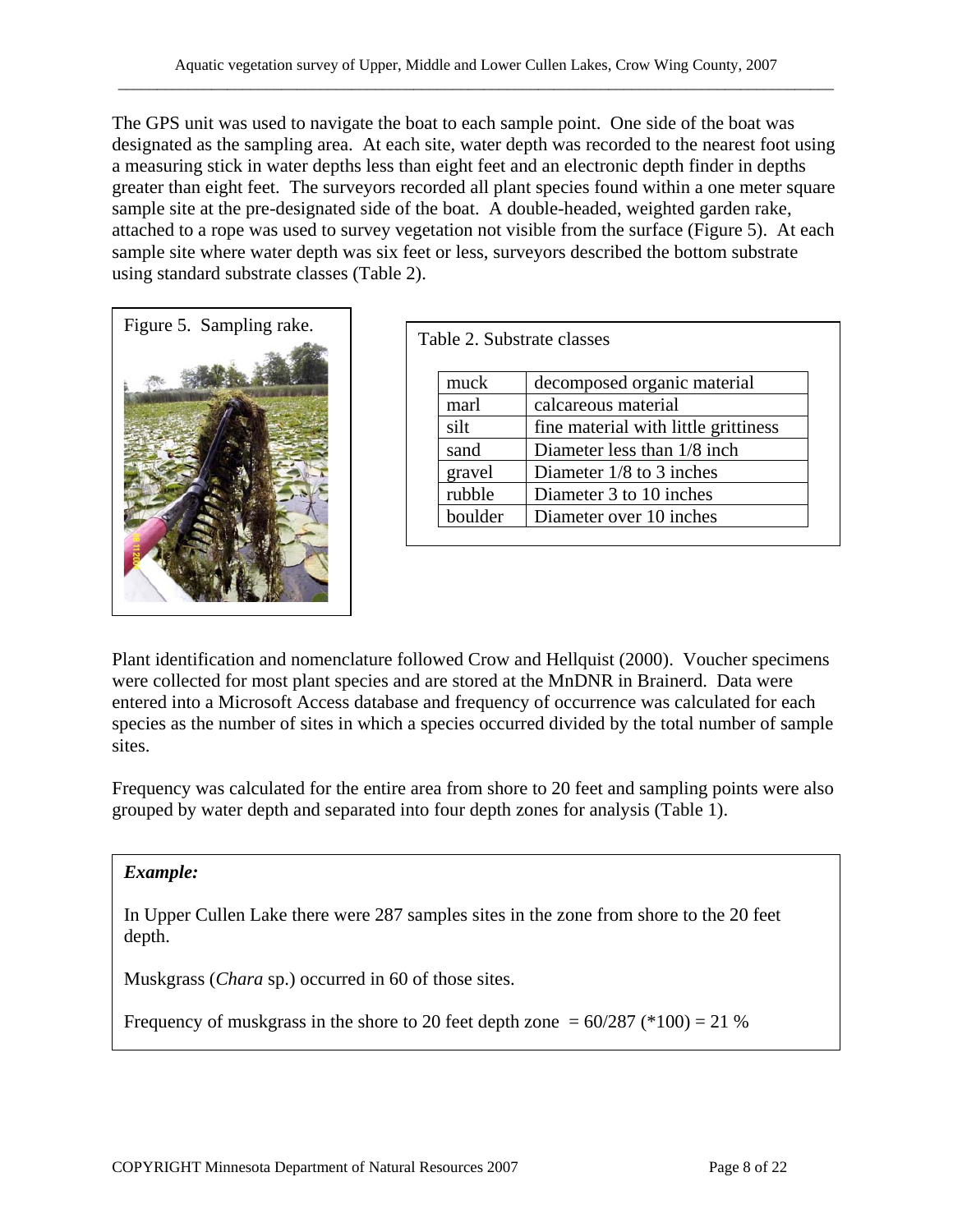The GPS unit was used to navigate the boat to each sample point. One side of the boat was designated as the sampling area. At each site, water depth was recorded to the nearest foot using a measuring stick in water depths less than eight feet and an electronic depth finder in depths greater than eight feet. The surveyors recorded all plant species found within a one meter square sample site at the pre-designated side of the boat. A double-headed, weighted garden rake, attached to a rope was used to survey vegetation not visible from the surface (Figure 5). At each sample site where water depth was six feet or less, surveyors described the bottom substrate using standard substrate classes (Table 2).

Figure 5. Sampling rake.

Table 2. Substrate classes

| | |
|---|---|
| muck | decomposed organic material |
| marl | calcareous material |
| silt | fine material with little grittiness |
| sand | Diameter less than 1/8 inch |
| gravel | Diameter 1/8 to 3 inches |
| rubble | Diameter 3 to 10 inches |
| boulder | Diameter over 10 inches |

Plant identification and nomenclature followed Crow and Hellquist (2000). Voucher specimens were collected for most plant species and are stored at the MnDNR in Brainerd. Data were entered into a Microsoft Access database and frequency of occurrence was calculated for each species as the number of sites in which a species occurred divided by the total number of sample sites.

Frequency was calculated for the entire area from shore to 20 feet and sampling points were also grouped by water depth and separated into four depth zones for analysis (Table 1).

***Example:***

In Upper Cullen Lake there were 287 samples sites in the zone from shore to the 20 feet depth.

Muskgrass (*Chara* sp.) occurred in 60 of those sites.

Frequency of muskgrass in the shore to 20 feet depth zone = 60/287 (*100) = 21 %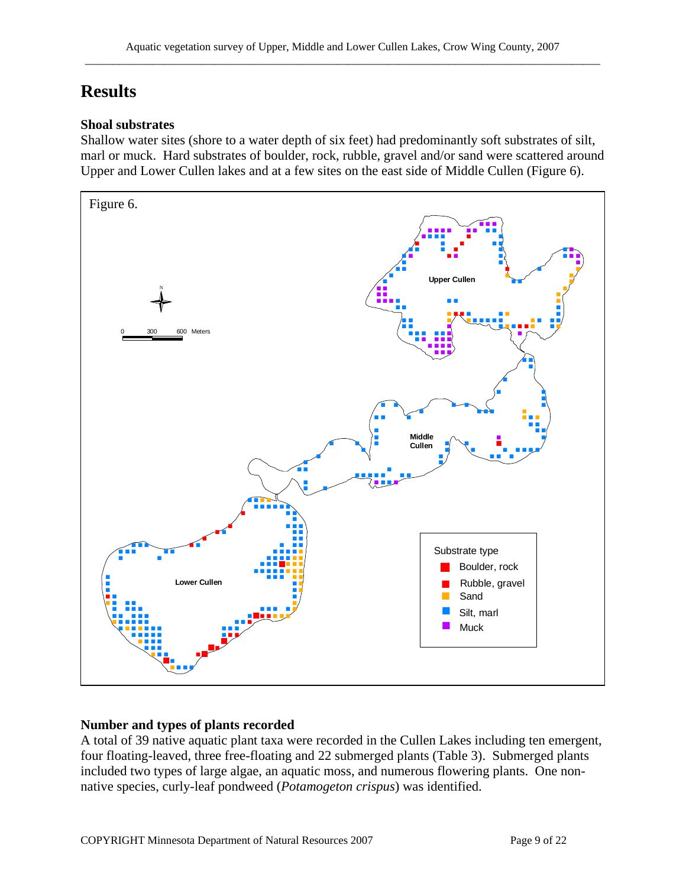# Results

## Shoal substrates

Shallow water sites (shore to a water depth of six feet) had predominantly soft substrates of silt, marl or muck. Hard substrates of boulder, rock, rubble, gravel and/or sand were scattered around Upper and Lower Cullen lakes and at a few sites on the east side of Middle Cullen (Figure 6).

Figure 6.

## Number and types of plants recorded

A total of 39 native aquatic plant taxa were recorded in the Cullen Lakes including ten emergent, four floating-leaved, three free-floating and 22 submerged plants (Table 3). Submerged plants included two types of large algae, an aquatic moss, and numerous flowering plants. One non-native species, curly-leaf pondweed (*Potamogeton crispus*) was identified.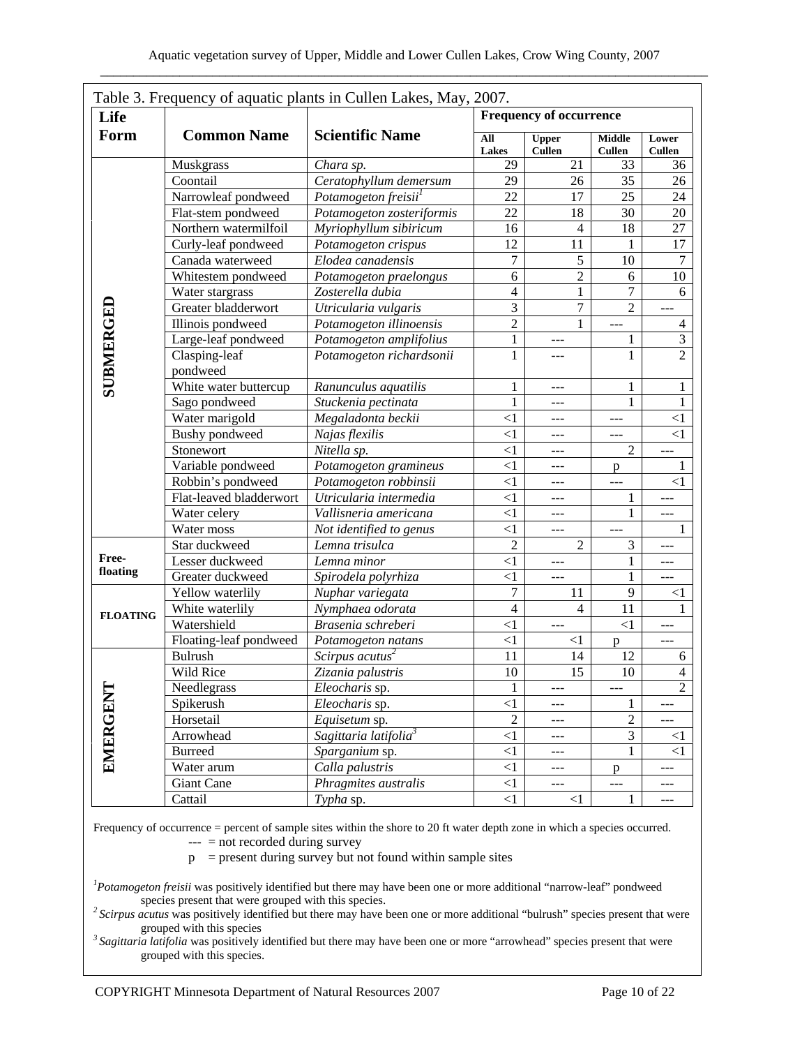Table 3. Frequency of aquatic plants in Cullen Lakes, May, 2007.

| Life Form | Common Name | Scientific Name | Frequency of occurrence | | | |
|---|---|---|---|---|---|---|
| | | | All Lakes | Upper Cullen | Middle Cullen | Lower Cullen |
| SUBMERGED | Muskgrass | *Chara sp.* | 29 | 21 | 33 | 36 |
| | Coontail | *Ceratophyllum demersum* | 29 | 26 | 35 | 26 |
| | Narrowleaf pondweed | *Potamogeton freisii*[1] | 22 | 17 | 25 | 24 |
| | Flat-stem pondweed | *Potamogeton zosteriformis* | 22 | 18 | 30 | 20 |
| | Northern watermilfoil | *Myriophyllum sibiricum* | 16 | 4 | 18 | 27 |
| | Curly-leaf pondweed | *Potamogeton crispus* | 12 | 11 | 1 | 17 |
| | Canada waterweed | *Elodea canadensis* | 7 | 5 | 10 | 7 |
| | Whitestem pondweed | *Potamogeton praelongus* | 6 | 2 | 6 | 10 |
| | Water stargrass | *Zosterella dubia* | 4 | 1 | 7 | 6 |
| | Greater bladderwort | *Utricularia vulgaris* | 3 | 7 | 2 | --- |
| | Illinois pondweed | *Potamogeton illinoensis* | 2 | 1 | --- | 4 |
| | Large-leaf pondweed | *Potamogeton amplifolius* | 1 | --- | 1 | 3 |
| | Clasping-leaf pondweed | *Potamogeton richardsonii* | 1 | --- | 1 | 2 |
| | White water buttercup | *Ranunculus aquatilis* | 1 | --- | 1 | 1 |
| | Sago pondweed | *Stuckenia pectinata* | 1 | --- | 1 | 1 |
| | Water marigold | *Megaladonta beckii* | <1 | --- | --- | <1 |
| | Bushy pondweed | *Najas flexilis* | <1 | --- | --- | <1 |
| | Stonewort | *Nitella sp.* | <1 | --- | 2 | --- |
| | Variable pondweed | *Potamogeton gramineus* | <1 | --- | p | 1 |
| | Robbin's pondweed | *Potamogeton robbinsii* | <1 | --- | --- | <1 |
| | Flat-leaved bladderwort | *Utricularia intermedia* | <1 | --- | 1 | --- |
| | Water celery | *Vallisneria americana* | <1 | --- | 1 | --- |
| | Water moss | *Not identified to genus* | <1 | --- | --- | 1 |
| Free-floating | Star duckweed | *Lemna trisulca* | 2 | 2 | 3 | --- |
| | Lesser duckweed | *Lemna minor* | <1 | --- | 1 | --- |
| | Greater duckweed | *Spirodela polyrhiza* | <1 | --- | 1 | --- |
| FLOATING | Yellow waterlily | *Nuphar variegata* | 7 | 11 | 9 | <1 |
| | White waterlily | *Nymphaea odorata* | 4 | 4 | 11 | 1 |
| | Watershield | *Brasenia schreberi* | <1 | --- | <1 | --- |
| | Floating-leaf pondweed | *Potamogeton natans* | <1 | <1 | p | --- |
| EMERGENT | Bulrush | *Scirpus acutus*[2] | 11 | 14 | 12 | 6 |
| | Wild Rice | *Zizania palustris* | 10 | 15 | 10 | 4 |
| | Needlegrass | *Eleocharis* sp. | 1 | --- | --- | 2 |
| | Spikerush | *Eleocharis* sp. | <1 | --- | 1 | --- |
| | Horsetail | *Equisetum* sp. | 2 | --- | 2 | --- |
| | Arrowhead | *Sagittaria latifolia*[3] | <1 | --- | 3 | <1 |
| | Burreed | *Sparganium* sp. | <1 | --- | 1 | <1 |
| | Water arum | *Calla palustris* | <1 | --- | p | --- |
| | Giant Cane | *Phragmites australis* | <1 | --- | --- | --- |
| | Cattail | *Typha* sp. | <1 | <1 | 1 | --- |

Frequency of occurrence = percent of sample sites within the shore to 20 ft water depth zone in which a species occurred.
--- = not recorded during survey
p = present during survey but not found within sample sites

[1] *Potamogeton freisii* was positively identified but there may have been one or more additional "narrow-leaf" pondweed species present that were grouped with this species.
[2] *Scirpus acutus* was positively identified but there may have been one or more additional "bulrush" species present that were grouped with this species
[3] *Sagittaria latifolia* was positively identified but there may have been one or more "arrowhead" species present that were grouped with this species.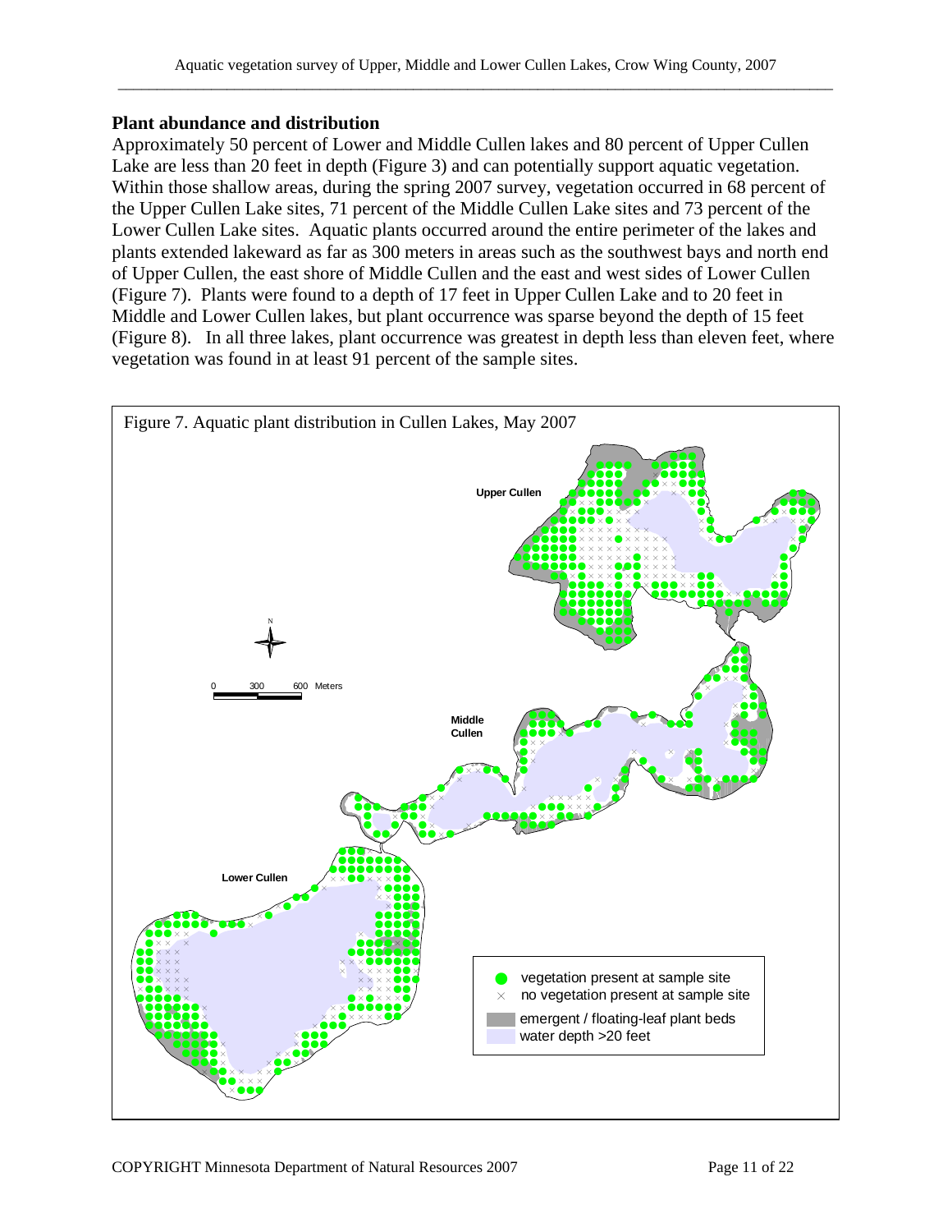## Plant abundance and distribution

Approximately 50 percent of Lower and Middle Cullen lakes and 80 percent of Upper Cullen Lake are less than 20 feet in depth (Figure 3) and can potentially support aquatic vegetation. Within those shallow areas, during the spring 2007 survey, vegetation occurred in 68 percent of the Upper Cullen Lake sites, 71 percent of the Middle Cullen Lake sites and 73 percent of the Lower Cullen Lake sites. Aquatic plants occurred around the entire perimeter of the lakes and plants extended lakeward as far as 300 meters in areas such as the southwest bays and north end of Upper Cullen, the east shore of Middle Cullen and the east and west sides of Lower Cullen (Figure 7). Plants were found to a depth of 17 feet in Upper Cullen Lake and to 20 feet in Middle and Lower Cullen lakes, but plant occurrence was sparse beyond the depth of 15 feet (Figure 8). In all three lakes, plant occurrence was greatest in depth less than eleven feet, where vegetation was found in at least 91 percent of the sample sites.

Figure 7. Aquatic plant distribution in Cullen Lakes, May 2007

Upper Cullen

Middle Cullen

Lower Cullen

N

0 300 600 Meters

- vegetation present at sample site
- × no vegetation present at sample site
- emergent / floating-leaf plant beds
- water depth >20 feet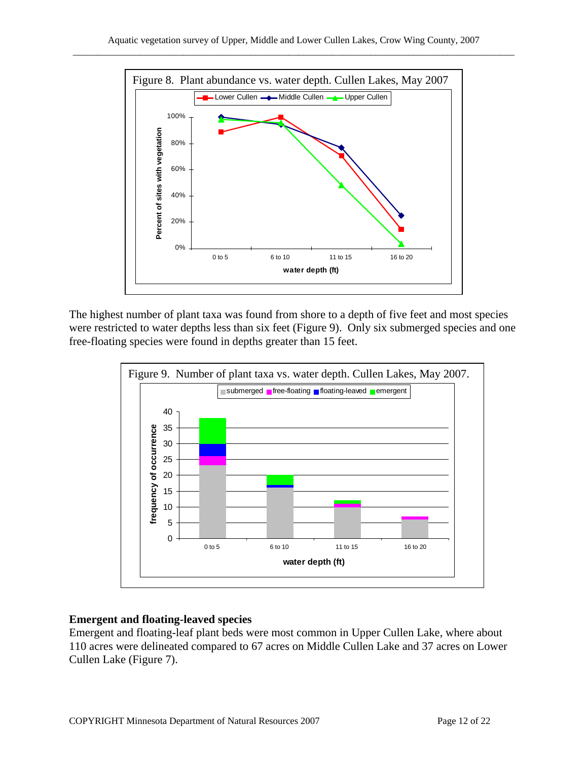Figure 8. Plant abundance vs. water depth. Cullen Lakes, May 2007

The highest number of plant taxa was found from shore to a depth of five feet and most species were restricted to water depths less than six feet (Figure 9). Only six submerged species and one free-floating species were found in depths greater than 15 feet.

Figure 9. Number of plant taxa vs. water depth. Cullen Lakes, May 2007.

**Emergent and floating-leaved species**

Emergent and floating-leaf plant beds were most common in Upper Cullen Lake, where about 110 acres were delineated compared to 67 acres on Middle Cullen Lake and 37 acres on Lower Cullen Lake (Figure 7).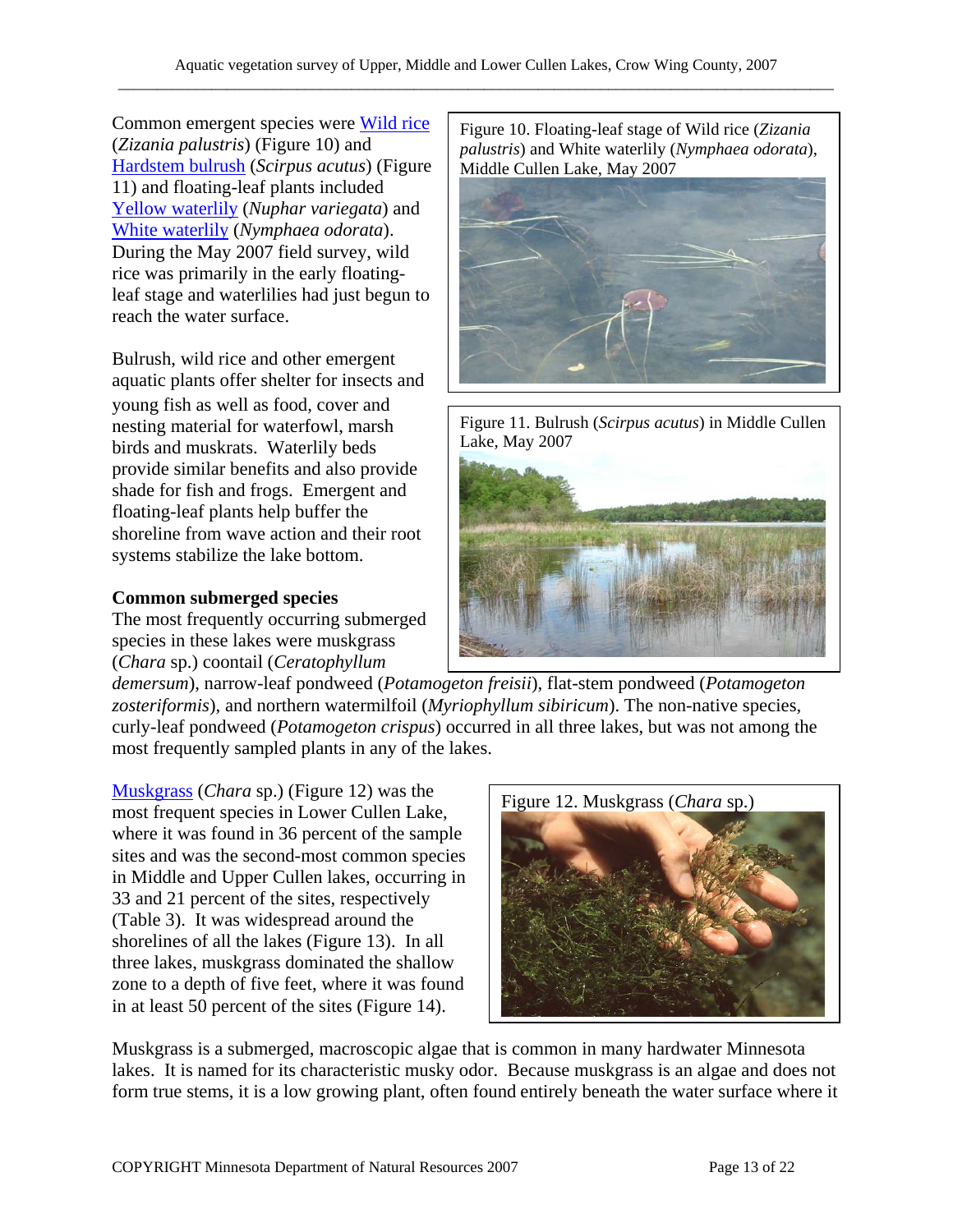Common emergent species were Wild rice (*Zizania palustris*) (Figure 10) and Hardstem bulrush (*Scirpus acutus*) (Figure 11) and floating-leaf plants included Yellow waterlily (*Nuphar variegata*) and White waterlily (*Nymphaea odorata*). During the May 2007 field survey, wild rice was primarily in the early floating-leaf stage and waterlilies had just begun to reach the water surface.

Figure 10. Floating-leaf stage of Wild rice (*Zizania palustris*) and White waterlily (*Nymphaea odorata*), Middle Cullen Lake, May 2007

Bulrush, wild rice and other emergent aquatic plants offer shelter for insects and young fish as well as food, cover and nesting material for waterfowl, marsh birds and muskrats. Waterlily beds provide similar benefits and also provide shade for fish and frogs. Emergent and floating-leaf plants help buffer the shoreline from wave action and their root systems stabilize the lake bottom.

Figure 11. Bulrush (*Scirpus acutus*) in Middle Cullen Lake, May 2007

**Common submerged species**

The most frequently occurring submerged species in these lakes were muskgrass (*Chara* sp.) coontail (*Ceratophyllum demersum*), narrow-leaf pondweed (*Potamogeton freisii*), flat-stem pondweed (*Potamogeton zosteriformis*), and northern watermilfoil (*Myriophyllum sibiricum*). The non-native species, curly-leaf pondweed (*Potamogeton crispus*) occurred in all three lakes, but was not among the most frequently sampled plants in any of the lakes.

Muskgrass (*Chara* sp.) (Figure 12) was the most frequent species in Lower Cullen Lake, where it was found in 36 percent of the sample sites and was the second-most common species in Middle and Upper Cullen lakes, occurring in 33 and 21 percent of the sites, respectively (Table 3). It was widespread around the shorelines of all the lakes (Figure 13). In all three lakes, muskgrass dominated the shallow zone to a depth of five feet, where it was found in at least 50 percent of the sites (Figure 14).

Figure 12. Muskgrass (*Chara* sp.)

Muskgrass is a submerged, macroscopic algae that is common in many hardwater Minnesota lakes. It is named for its characteristic musky odor. Because muskgrass is an algae and does not form true stems, it is a low growing plant, often found entirely beneath the water surface where it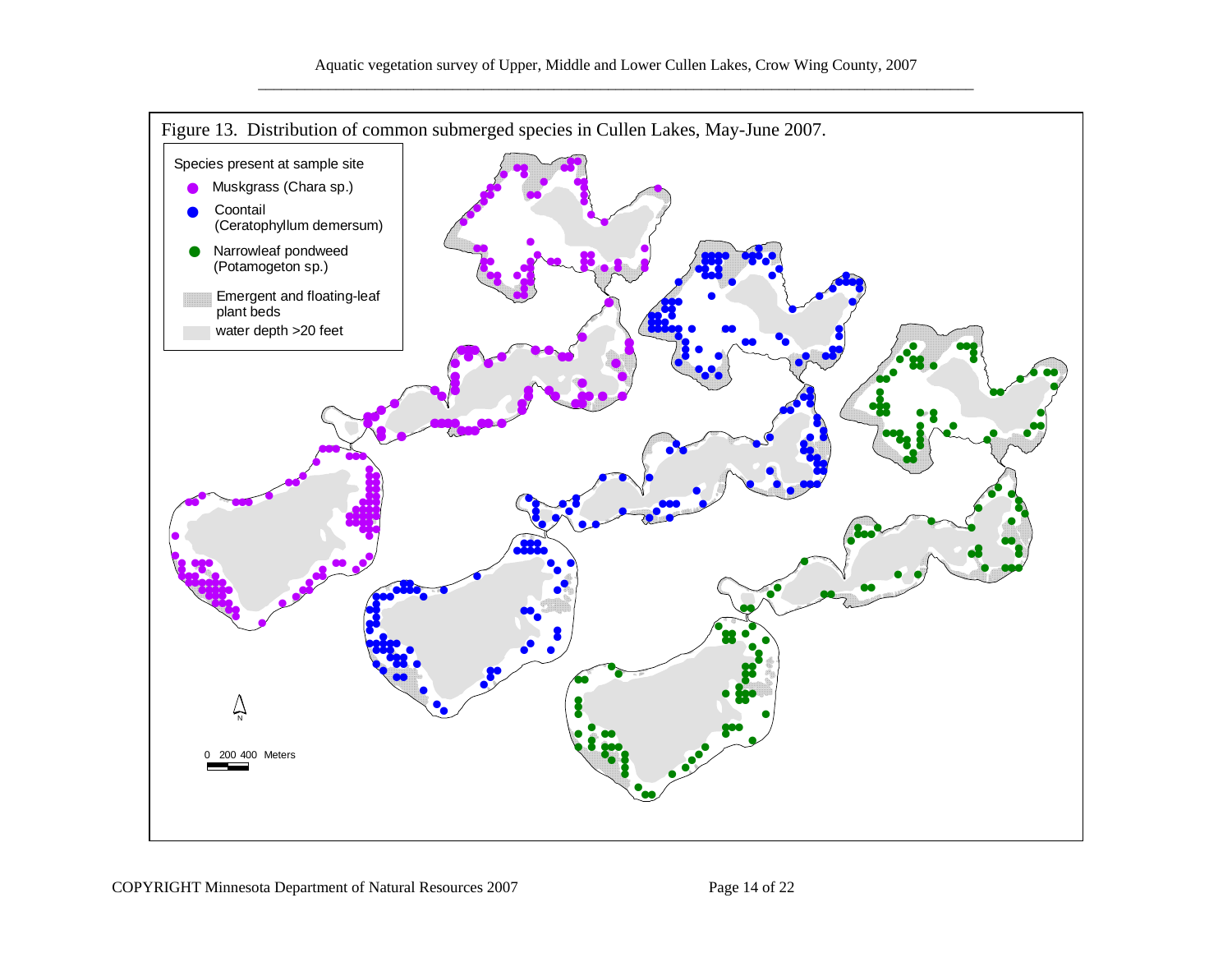Figure 13. Distribution of common submerged species in Cullen Lakes, May-June 2007.

Species present at sample site

- Muskgrass (Chara sp.)
- Coontail (Ceratophyllum demersum)
- Narrowleaf pondweed (Potamogeton sp.)
- Emergent and floating-leaf plant beds
- water depth >20 feet

N

0 200 400 Meters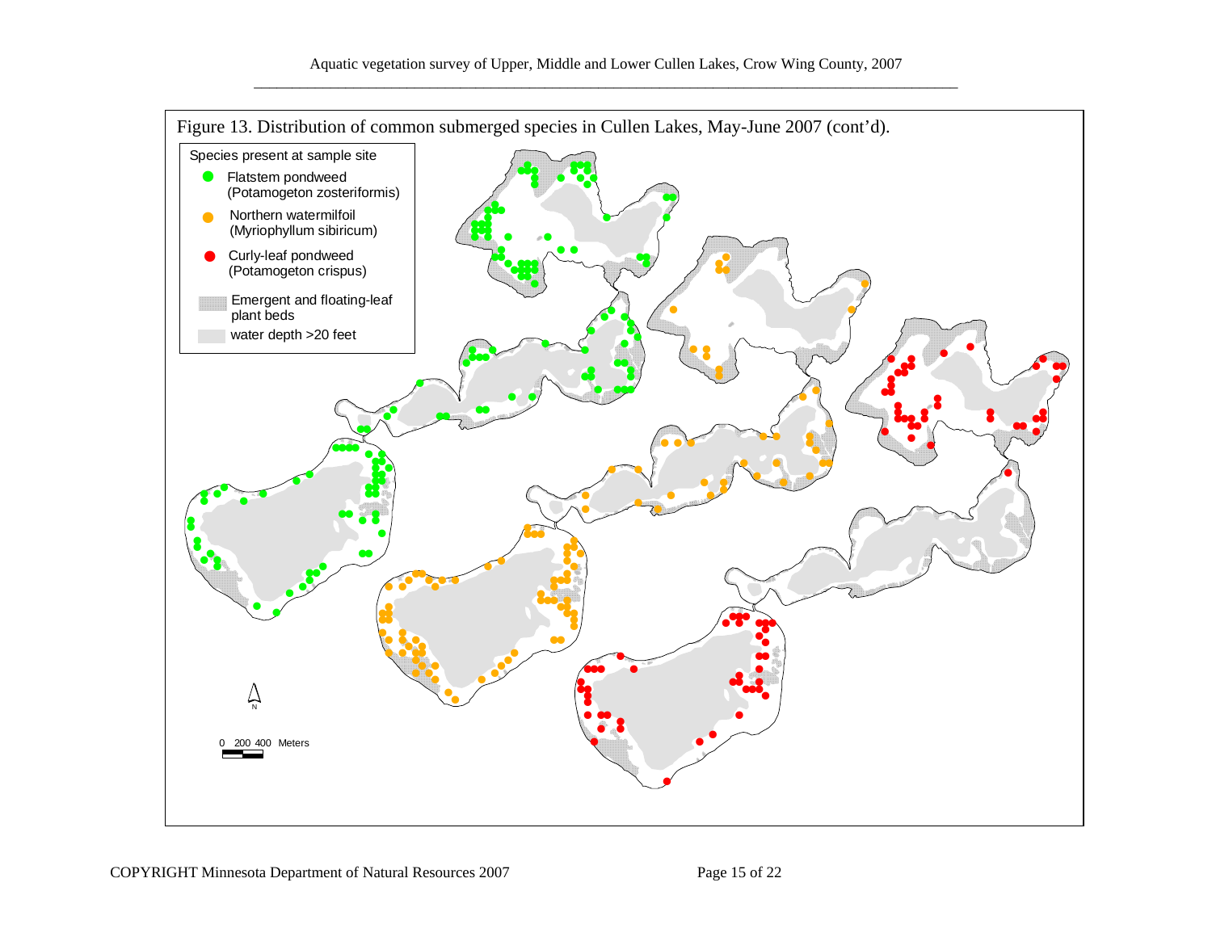Figure 13. Distribution of common submerged species in Cullen Lakes, May-June 2007 (cont'd).

Species present at sample site

- Flatstem pondweed (Potamogeton zosteriformis)
- Northern watermilfoil (Myriophyllum sibiricum)
- Curly-leaf pondweed (Potamogeton crispus)
- Emergent and floating-leaf plant beds
- water depth >20 feet

0 200 400 Meters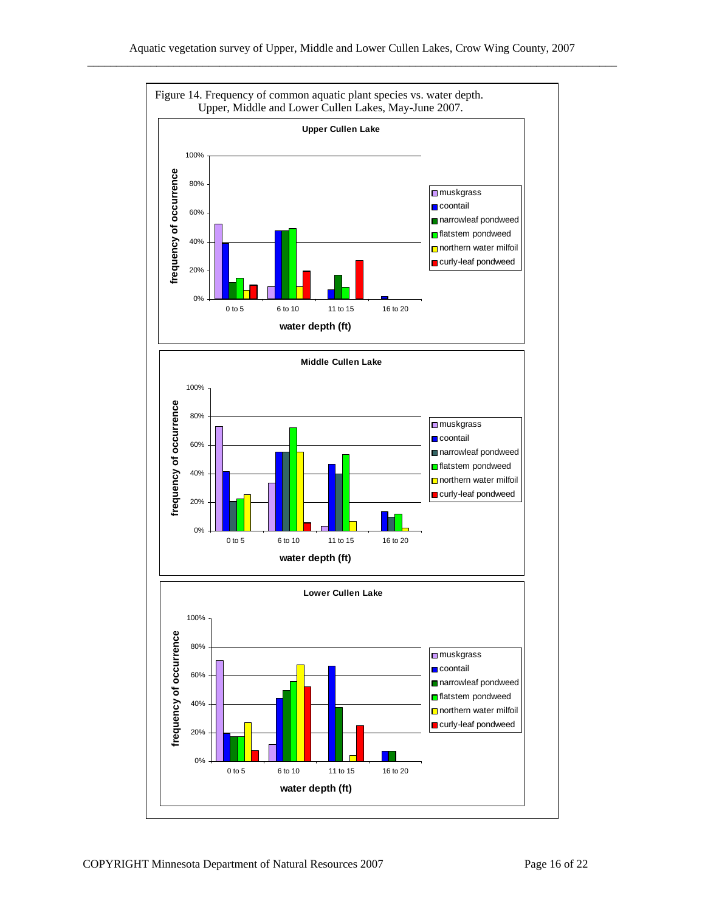Figure 14. Frequency of common aquatic plant species vs. water depth. Upper, Middle and Lower Cullen Lakes, May-June 2007.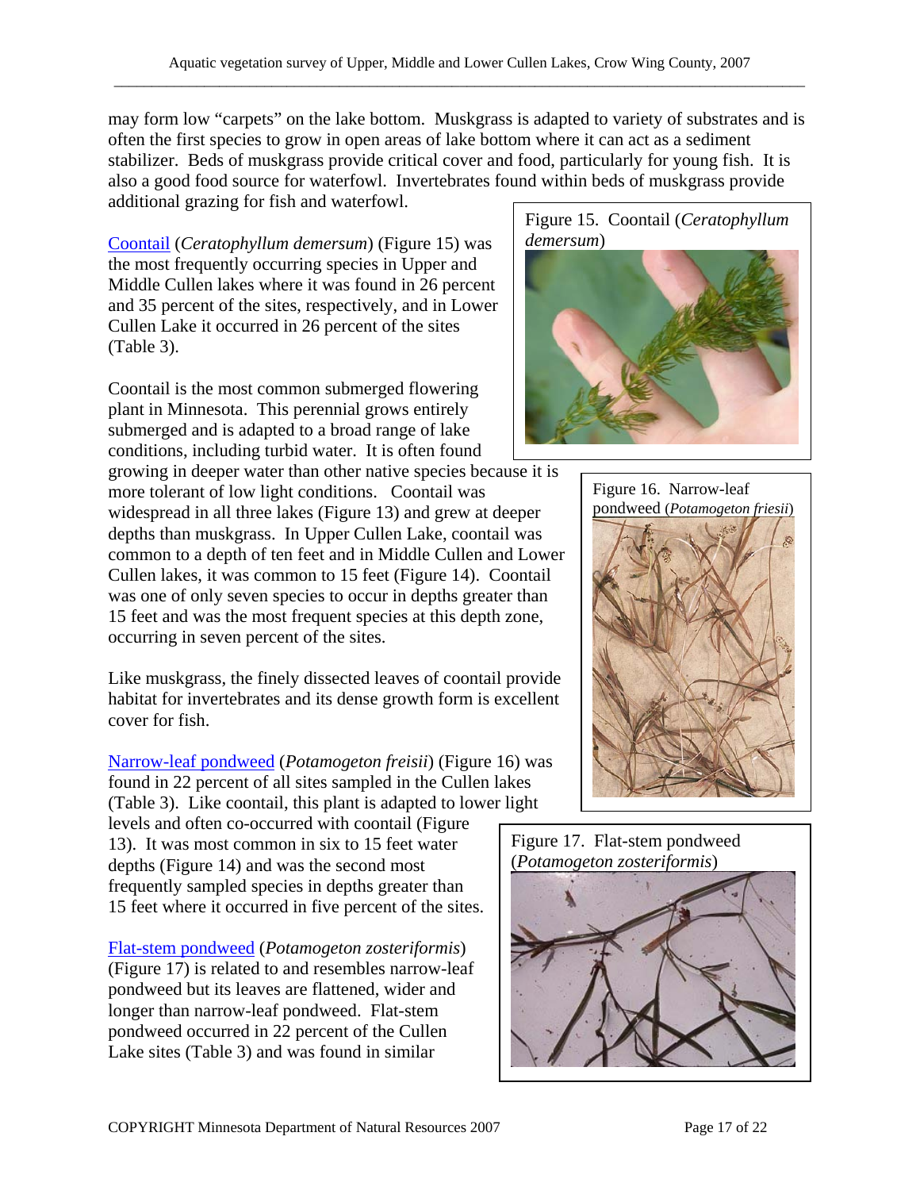may form low "carpets" on the lake bottom. Muskgrass is adapted to variety of substrates and is often the first species to grow in open areas of lake bottom where it can act as a sediment stabilizer. Beds of muskgrass provide critical cover and food, particularly for young fish. It is also a good food source for waterfowl. Invertebrates found within beds of muskgrass provide additional grazing for fish and waterfowl.

Coontail (*Ceratophyllum demersum*) (Figure 15) was the most frequently occurring species in Upper and Middle Cullen lakes where it was found in 26 percent and 35 percent of the sites, respectively, and in Lower Cullen Lake it occurred in 26 percent of the sites (Table 3).

Figure 15. Coontail (*Ceratophyllum demersum*)

Coontail is the most common submerged flowering plant in Minnesota. This perennial grows entirely submerged and is adapted to a broad range of lake conditions, including turbid water. It is often found growing in deeper water than other native species because it is more tolerant of low light conditions. Coontail was widespread in all three lakes (Figure 13) and grew at deeper depths than muskgrass. In Upper Cullen Lake, coontail was common to a depth of ten feet and in Middle Cullen and Lower Cullen lakes, it was common to 15 feet (Figure 14). Coontail was one of only seven species to occur in depths greater than 15 feet and was the most frequent species at this depth zone, occurring in seven percent of the sites.

Figure 16. Narrow-leaf pondweed (*Potamogeton friesii*)

Like muskgrass, the finely dissected leaves of coontail provide habitat for invertebrates and its dense growth form is excellent cover for fish.

Narrow-leaf pondweed (*Potamogeton freisii*) (Figure 16) was found in 22 percent of all sites sampled in the Cullen lakes (Table 3). Like coontail, this plant is adapted to lower light levels and often co-occurred with coontail (Figure 13). It was most common in six to 15 feet water depths (Figure 14) and was the second most frequently sampled species in depths greater than 15 feet where it occurred in five percent of the sites.

Figure 17. Flat-stem pondweed (*Potamogeton zosteriformis*)

Flat-stem pondweed (*Potamogeton zosteriformis*) (Figure 17) is related to and resembles narrow-leaf pondweed but its leaves are flattened, wider and longer than narrow-leaf pondweed. Flat-stem pondweed occurred in 22 percent of the Cullen Lake sites (Table 3) and was found in similar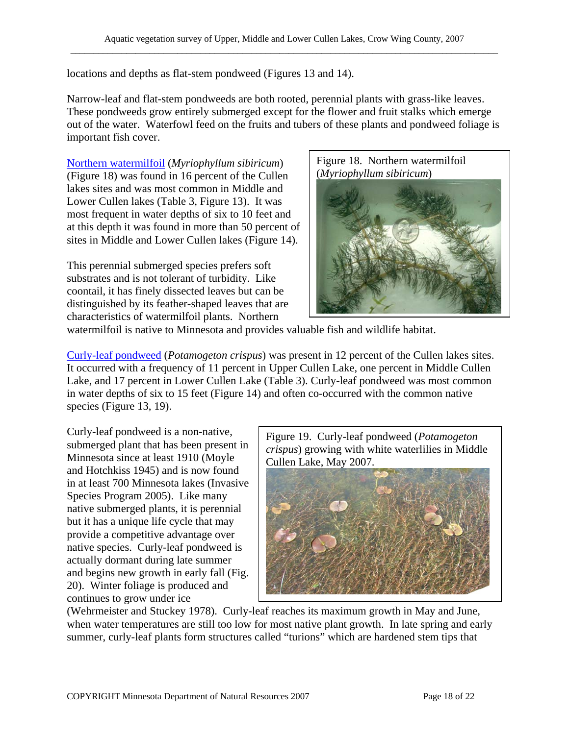locations and depths as flat-stem pondweed (Figures 13 and 14).

Narrow-leaf and flat-stem pondweeds are both rooted, perennial plants with grass-like leaves. These pondweeds grow entirely submerged except for the flower and fruit stalks which emerge out of the water. Waterfowl feed on the fruits and tubers of these plants and pondweed foliage is important fish cover.

Northern watermilfoil (*Myriophyllum sibiricum*) (Figure 18) was found in 16 percent of the Cullen lakes sites and was most common in Middle and Lower Cullen lakes (Table 3, Figure 13). It was most frequent in water depths of six to 10 feet and at this depth it was found in more than 50 percent of sites in Middle and Lower Cullen lakes (Figure 14).

Figure 18. Northern watermilfoil (*Myriophyllum sibiricum*)

This perennial submerged species prefers soft substrates and is not tolerant of turbidity. Like coontail, it has finely dissected leaves but can be distinguished by its feather-shaped leaves that are characteristics of watermilfoil plants. Northern watermilfoil is native to Minnesota and provides valuable fish and wildlife habitat.

Curly-leaf pondweed (*Potamogeton crispus*) was present in 12 percent of the Cullen lakes sites. It occurred with a frequency of 11 percent in Upper Cullen Lake, one percent in Middle Cullen Lake, and 17 percent in Lower Cullen Lake (Table 3). Curly-leaf pondweed was most common in water depths of six to 15 feet (Figure 14) and often co-occurred with the common native species (Figure 13, 19).

Curly-leaf pondweed is a non-native, submerged plant that has been present in Minnesota since at least 1910 (Moyle and Hotchkiss 1945) and is now found in at least 700 Minnesota lakes (Invasive Species Program 2005). Like many native submerged plants, it is perennial but it has a unique life cycle that may provide a competitive advantage over native species. Curly-leaf pondweed is actually dormant during late summer and begins new growth in early fall (Fig. 20). Winter foliage is produced and continues to grow under ice (Wehrmeister and Stuckey 1978). Curly-leaf reaches its maximum growth in May and June, when water temperatures are still too low for most native plant growth. In late spring and early summer, curly-leaf plants form structures called "turions" which are hardened stem tips that

Figure 19. Curly-leaf pondweed (*Potamogeton crispus*) growing with white waterlilies in Middle Cullen Lake, May 2007.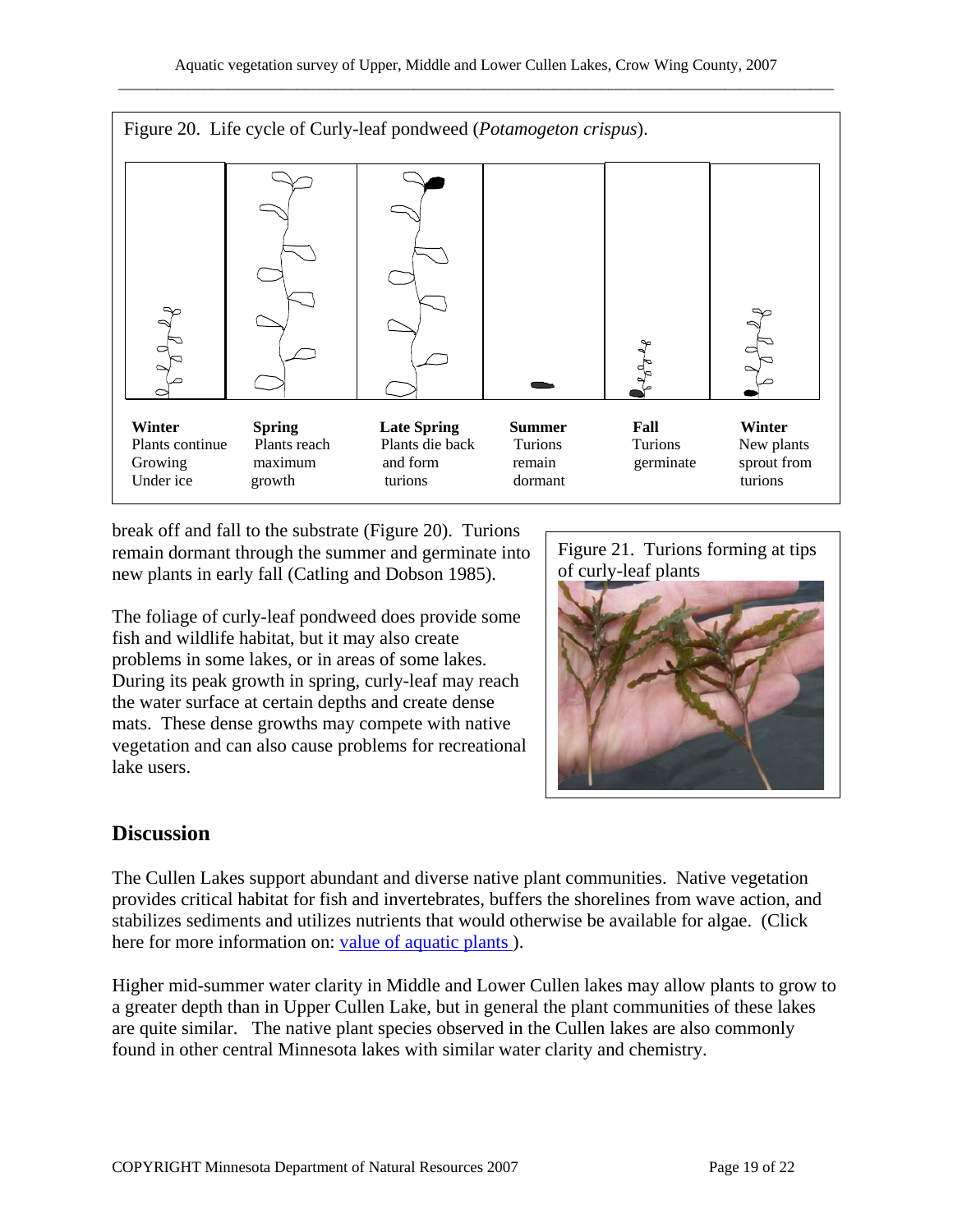Figure 20. Life cycle of Curly-leaf pondweed (*Potamogeton crispus*).

| **Winter** | **Spring** | **Late Spring** | **Summer** | **Fall** | **Winter** |
|---|---|---|---|---|---|
| Plants continue Growing Under ice | Plants reach maximum growth | Plants die back and form turions | Turions remain dormant | Turions germinate | New plants sprout from turions |

break off and fall to the substrate (Figure 20). Turions remain dormant through the summer and germinate into new plants in early fall (Catling and Dobson 1985).

The foliage of curly-leaf pondweed does provide some fish and wildlife habitat, but it may also create problems in some lakes, or in areas of some lakes. During its peak growth in spring, curly-leaf may reach the water surface at certain depths and create dense mats. These dense growths may compete with native vegetation and can also cause problems for recreational lake users.

Figure 21. Turions forming at tips of curly-leaf plants

## Discussion

The Cullen Lakes support abundant and diverse native plant communities. Native vegetation provides critical habitat for fish and invertebrates, buffers the shorelines from wave action, and stabilizes sediments and utilizes nutrients that would otherwise be available for algae. (Click here for more information on: value of aquatic plants ).

Higher mid-summer water clarity in Middle and Lower Cullen lakes may allow plants to grow to a greater depth than in Upper Cullen Lake, but in general the plant communities of these lakes are quite similar. The native plant species observed in the Cullen lakes are also commonly found in other central Minnesota lakes with similar water clarity and chemistry.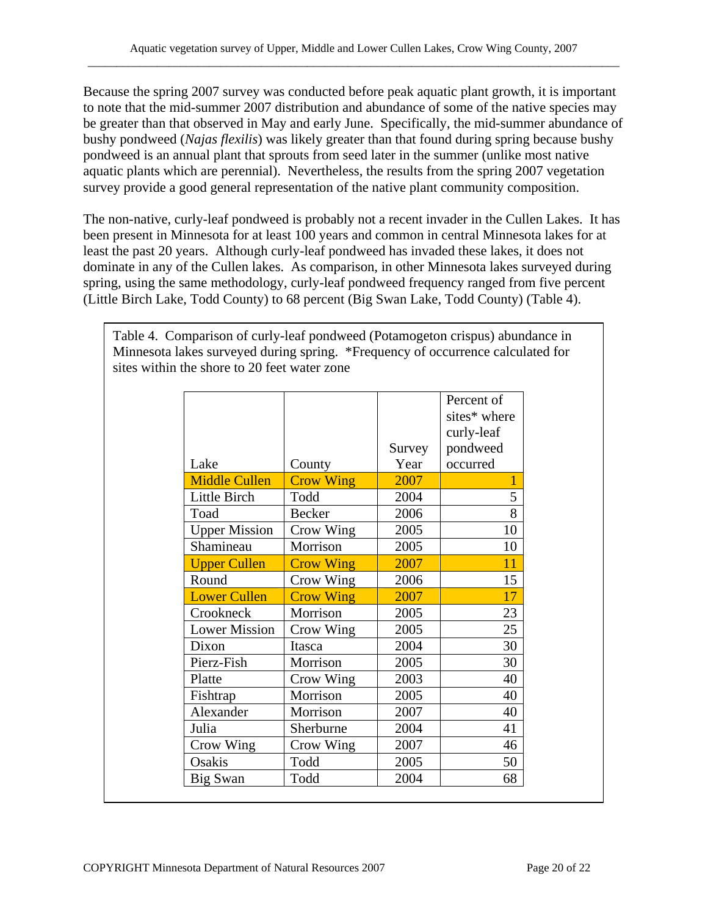Because the spring 2007 survey was conducted before peak aquatic plant growth, it is important to note that the mid-summer 2007 distribution and abundance of some of the native species may be greater than that observed in May and early June. Specifically, the mid-summer abundance of bushy pondweed (*Najas flexilis*) was likely greater than that found during spring because bushy pondweed is an annual plant that sprouts from seed later in the summer (unlike most native aquatic plants which are perennial). Nevertheless, the results from the spring 2007 vegetation survey provide a good general representation of the native plant community composition.

The non-native, curly-leaf pondweed is probably not a recent invader in the Cullen Lakes. It has been present in Minnesota for at least 100 years and common in central Minnesota lakes for at least the past 20 years. Although curly-leaf pondweed has invaded these lakes, it does not dominate in any of the Cullen lakes. As comparison, in other Minnesota lakes surveyed during spring, using the same methodology, curly-leaf pondweed frequency ranged from five percent (Little Birch Lake, Todd County) to 68 percent (Big Swan Lake, Todd County) (Table 4).

Table 4. Comparison of curly-leaf pondweed (Potamogeton crispus) abundance in Minnesota lakes surveyed during spring. *Frequency of occurrence calculated for sites within the shore to 20 feet water zone

| Lake | County | Survey Year | Percent of sites* where curly-leaf pondweed occurred |
|---|---|---|---|
| Middle Cullen | Crow Wing | 2007 | 1 |
| Little Birch | Todd | 2004 | 5 |
| Toad | Becker | 2006 | 8 |
| Upper Mission | Crow Wing | 2005 | 10 |
| Shamineau | Morrison | 2005 | 10 |
| Upper Cullen | Crow Wing | 2007 | 11 |
| Round | Crow Wing | 2006 | 15 |
| Lower Cullen | Crow Wing | 2007 | 17 |
| Crookneck | Morrison | 2005 | 23 |
| Lower Mission | Crow Wing | 2005 | 25 |
| Dixon | Itasca | 2004 | 30 |
| Pierz-Fish | Morrison | 2005 | 30 |
| Platte | Crow Wing | 2003 | 40 |
| Fishtrap | Morrison | 2005 | 40 |
| Alexander | Morrison | 2007 | 40 |
| Julia | Sherburne | 2004 | 41 |
| Crow Wing | Crow Wing | 2007 | 46 |
| Osakis | Todd | 2005 | 50 |
| Big Swan | Todd | 2004 | 68 |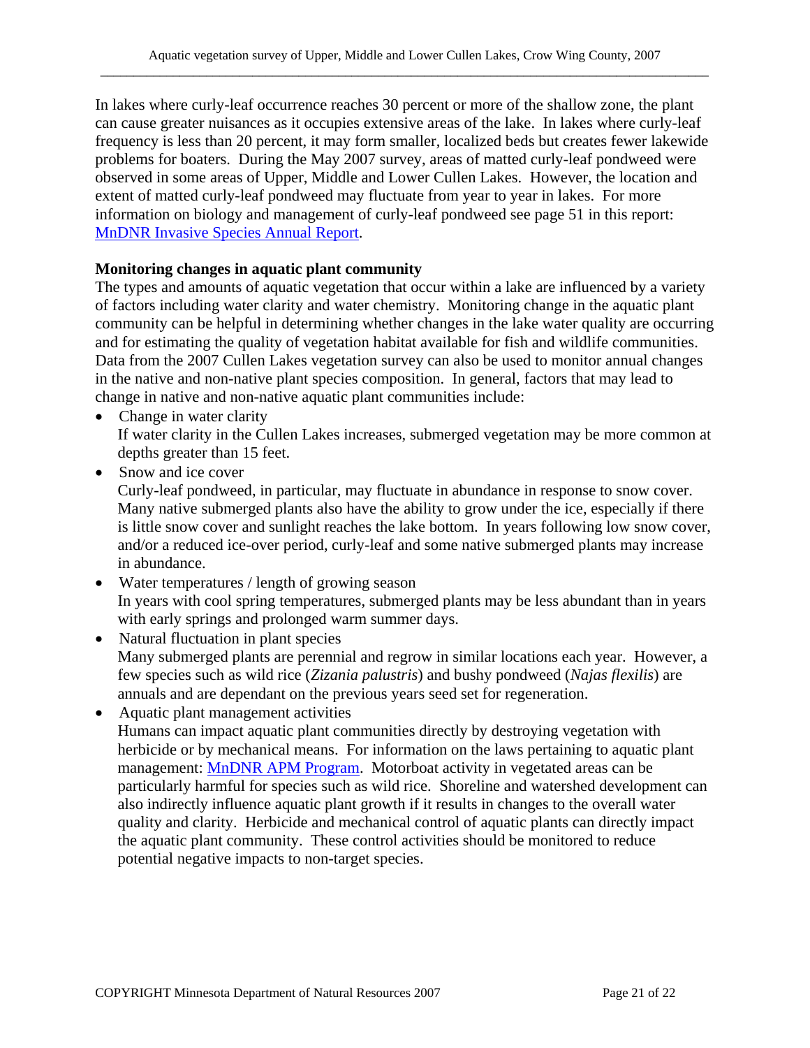In lakes where curly-leaf occurrence reaches 30 percent or more of the shallow zone, the plant can cause greater nuisances as it occupies extensive areas of the lake. In lakes where curly-leaf frequency is less than 20 percent, it may form smaller, localized beds but creates fewer lakewide problems for boaters. During the May 2007 survey, areas of matted curly-leaf pondweed were observed in some areas of Upper, Middle and Lower Cullen Lakes. However, the location and extent of matted curly-leaf pondweed may fluctuate from year to year in lakes. For more information on biology and management of curly-leaf pondweed see page 51 in this report: [MnDNR Invasive Species Annual Report](#).

**Monitoring changes in aquatic plant community**

The types and amounts of aquatic vegetation that occur within a lake are influenced by a variety of factors including water clarity and water chemistry. Monitoring change in the aquatic plant community can be helpful in determining whether changes in the lake water quality are occurring and for estimating the quality of vegetation habitat available for fish and wildlife communities. Data from the 2007 Cullen Lakes vegetation survey can also be used to monitor annual changes in the native and non-native plant species composition. In general, factors that may lead to change in native and non-native aquatic plant communities include:

- Change in water clarity
  If water clarity in the Cullen Lakes increases, submerged vegetation may be more common at depths greater than 15 feet.
- Snow and ice cover
  Curly-leaf pondweed, in particular, may fluctuate in abundance in response to snow cover. Many native submerged plants also have the ability to grow under the ice, especially if there is little snow cover and sunlight reaches the lake bottom. In years following low snow cover, and/or a reduced ice-over period, curly-leaf and some native submerged plants may increase in abundance.
- Water temperatures / length of growing season
  In years with cool spring temperatures, submerged plants may be less abundant than in years with early springs and prolonged warm summer days.
- Natural fluctuation in plant species
  Many submerged plants are perennial and regrow in similar locations each year. However, a few species such as wild rice (*Zizania palustris*) and bushy pondweed (*Najas flexilis*) are annuals and are dependant on the previous years seed set for regeneration.
- Aquatic plant management activities
  Humans can impact aquatic plant communities directly by destroying vegetation with herbicide or by mechanical means. For information on the laws pertaining to aquatic plant management: [MnDNR APM Program](#). Motorboat activity in vegetated areas can be particularly harmful for species such as wild rice. Shoreline and watershed development can also indirectly influence aquatic plant growth if it results in changes to the overall water quality and clarity. Herbicide and mechanical control of aquatic plants can directly impact the aquatic plant community. These control activities should be monitored to reduce potential negative impacts to non-target species.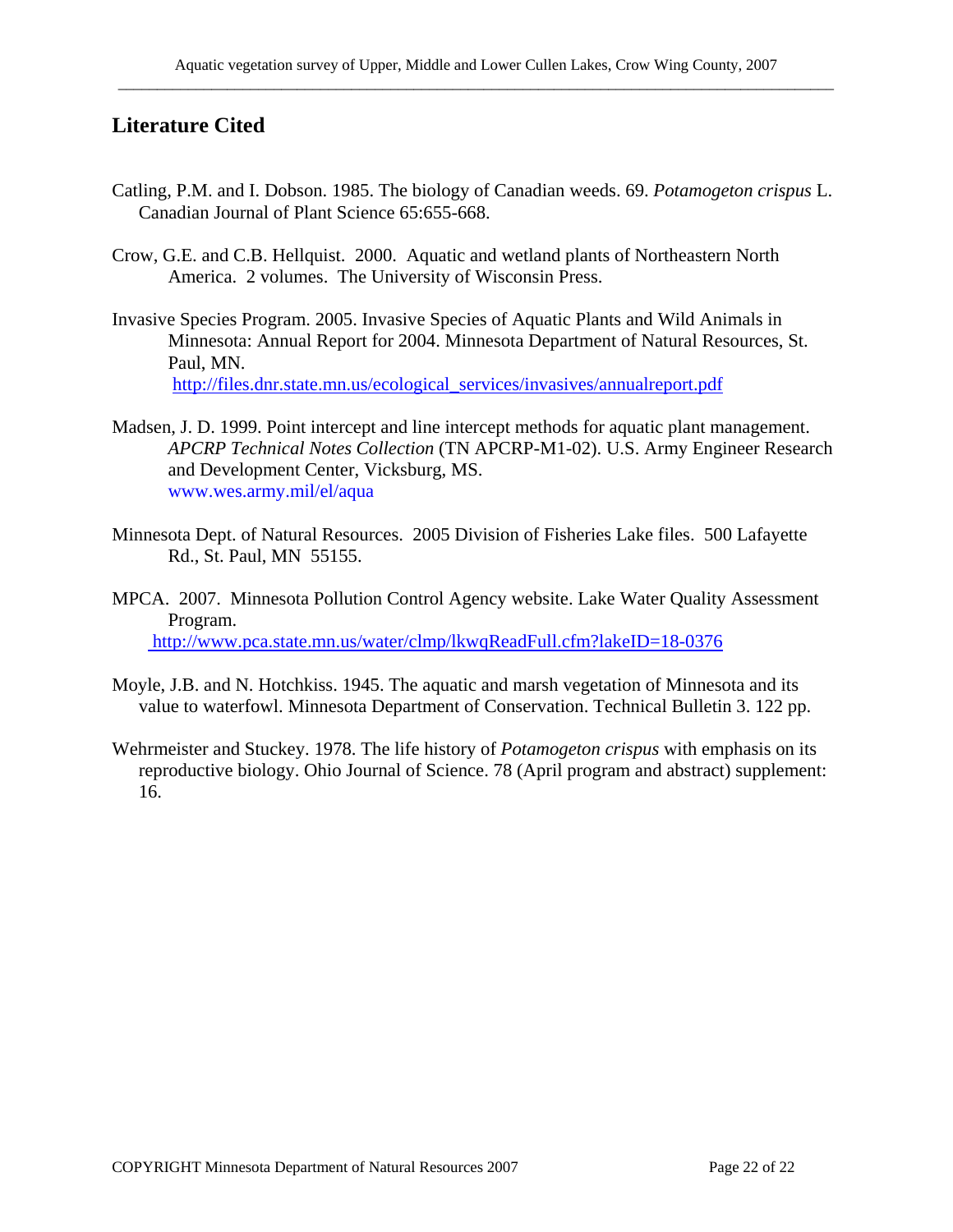## Literature Cited

Catling, P.M. and I. Dobson. 1985. The biology of Canadian weeds. 69. *Potamogeton crispus* L. Canadian Journal of Plant Science 65:655-668.

Crow, G.E. and C.B. Hellquist. 2000. Aquatic and wetland plants of Northeastern North America. 2 volumes. The University of Wisconsin Press.

Invasive Species Program. 2005. Invasive Species of Aquatic Plants and Wild Animals in Minnesota: Annual Report for 2004. Minnesota Department of Natural Resources, St. Paul, MN.
http://files.dnr.state.mn.us/ecological_services/invasives/annualreport.pdf

Madsen, J. D. 1999. Point intercept and line intercept methods for aquatic plant management. *APCRP Technical Notes Collection* (TN APCRP-M1-02). U.S. Army Engineer Research and Development Center, Vicksburg, MS.
www.wes.army.mil/el/aqua

Minnesota Dept. of Natural Resources. 2005 Division of Fisheries Lake files. 500 Lafayette Rd., St. Paul, MN 55155.

MPCA. 2007. Minnesota Pollution Control Agency website. Lake Water Quality Assessment Program.
http://www.pca.state.mn.us/water/clmp/lkwqReadFull.cfm?lakeID=18-0376

Moyle, J.B. and N. Hotchkiss. 1945. The aquatic and marsh vegetation of Minnesota and its value to waterfowl. Minnesota Department of Conservation. Technical Bulletin 3. 122 pp.

Wehrmeister and Stuckey. 1978. The life history of *Potamogeton crispus* with emphasis on its reproductive biology. Ohio Journal of Science. 78 (April program and abstract) supplement: 16.